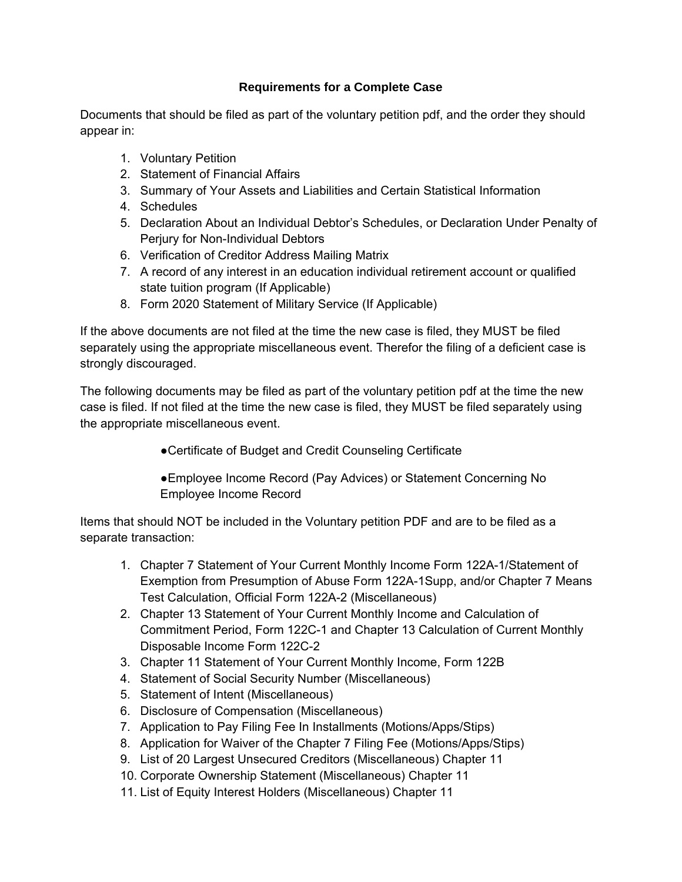**Requirements for a Complete Case**

Documents that should be filed as part of the voluntary petition pdf, and the order they should appear in:

1. Voluntary Petition
2. Statement of Financial Affairs
3. Summary of Your Assets and Liabilities and Certain Statistical Information
4. Schedules
5. Declaration About an Individual Debtor's Schedules, or Declaration Under Penalty of Perjury for Non-Individual Debtors
6. Verification of Creditor Address Mailing Matrix
7. A record of any interest in an education individual retirement account or qualified state tuition program (If Applicable)
8. Form 2020 Statement of Military Service (If Applicable)

If the above documents are not filed at the time the new case is filed, they MUST be filed separately using the appropriate miscellaneous event. Therefor the filing of a deficient case is strongly discouraged.

The following documents may be filed as part of the voluntary petition pdf at the time the new case is filed. If not filed at the time the new case is filed, they MUST be filed separately using the appropriate miscellaneous event.

- Certificate of Budget and Credit Counseling Certificate
- Employee Income Record (Pay Advices) or Statement Concerning No Employee Income Record

Items that should NOT be included in the Voluntary petition PDF and are to be filed as a separate transaction:

1. Chapter 7 Statement of Your Current Monthly Income Form 122A-1/Statement of Exemption from Presumption of Abuse Form 122A-1Supp, and/or Chapter 7 Means Test Calculation, Official Form 122A-2 (Miscellaneous)
2. Chapter 13 Statement of Your Current Monthly Income and Calculation of Commitment Period, Form 122C-1 and Chapter 13 Calculation of Current Monthly Disposable Income Form 122C-2
3. Chapter 11 Statement of Your Current Monthly Income, Form 122B
4. Statement of Social Security Number (Miscellaneous)
5. Statement of Intent (Miscellaneous)
6. Disclosure of Compensation (Miscellaneous)
7. Application to Pay Filing Fee In Installments (Motions/Apps/Stips)
8. Application for Waiver of the Chapter 7 Filing Fee (Motions/Apps/Stips)
9. List of 20 Largest Unsecured Creditors (Miscellaneous) Chapter 11
10. Corporate Ownership Statement (Miscellaneous) Chapter 11
11. List of Equity Interest Holders (Miscellaneous) Chapter 11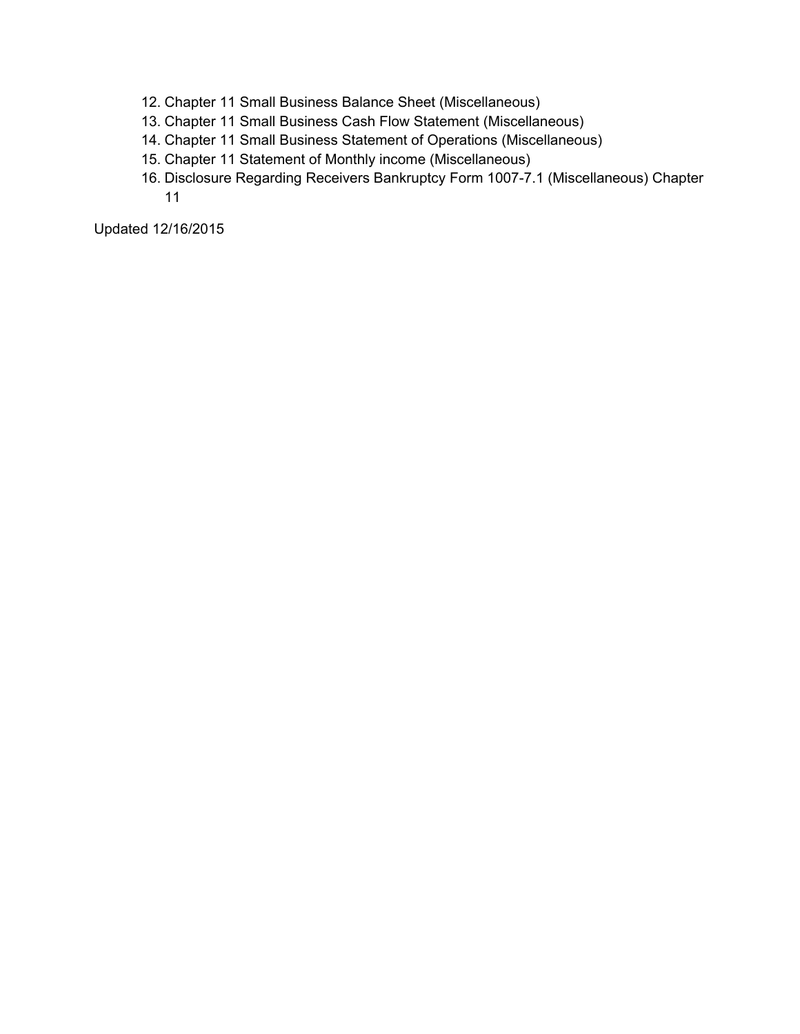12. Chapter 11 Small Business Balance Sheet (Miscellaneous)
13. Chapter 11 Small Business Cash Flow Statement (Miscellaneous)
14. Chapter 11 Small Business Statement of Operations (Miscellaneous)
15. Chapter 11 Statement of Monthly income (Miscellaneous)
16. Disclosure Regarding Receivers Bankruptcy Form 1007-7.1 (Miscellaneous) Chapter 11

Updated 12/16/2015